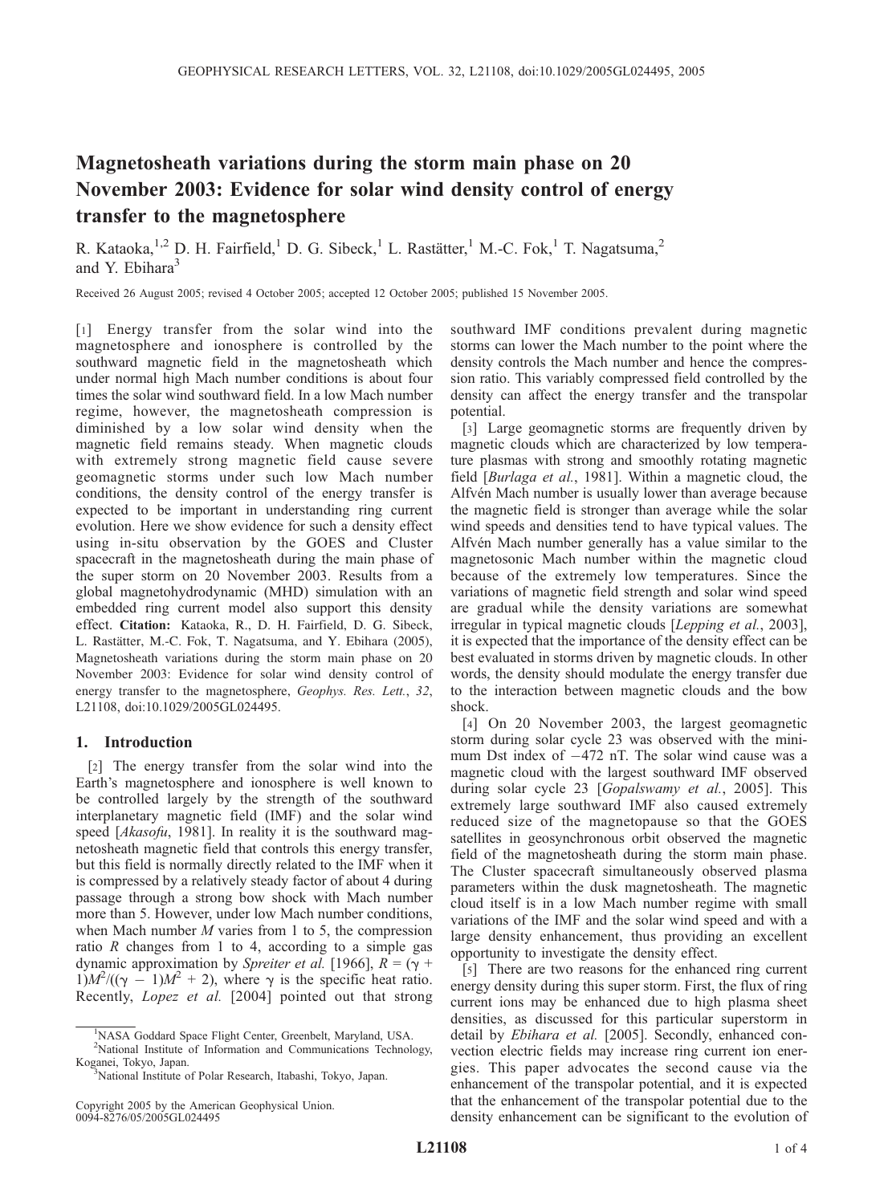# Magnetosheath variations during the storm main phase on 20 November 2003: Evidence for solar wind density control of energy transfer to the magnetosphere

R. Kataoka,[1,2] D. H. Fairfield,[1] D. G. Sibeck,[1] L. Rastätter,[1] M.-C. Fok,[1] T. Nagatsuma,[2] and Y. Ebihara[3]

Received 26 August 2005; revised 4 October 2005; accepted 12 October 2005; published 15 November 2005.

[1] Energy transfer from the solar wind into the magnetosphere and ionosphere is controlled by the southward magnetic field in the magnetosheath which under normal high Mach number conditions is about four times the solar wind southward field. In a low Mach number regime, however, the magnetosheath compression is diminished by a low solar wind density when the magnetic field remains steady. When magnetic clouds with extremely strong magnetic field cause severe geomagnetic storms under such low Mach number conditions, the density control of the energy transfer is expected to be important in understanding ring current evolution. Here we show evidence for such a density effect using in-situ observation by the GOES and Cluster spacecraft in the magnetosheath during the main phase of the super storm on 20 November 2003. Results from a global magnetohydrodynamic (MHD) simulation with an embedded ring current model also support this density effect. **Citation:** Kataoka, R., D. H. Fairfield, D. G. Sibeck, L. Rastätter, M.-C. Fok, T. Nagatsuma, and Y. Ebihara (2005), Magnetosheath variations during the storm main phase on 20 November 2003: Evidence for solar wind density control of energy transfer to the magnetosphere, *Geophys. Res. Lett.*, *32*, L21108, doi:10.1029/2005GL024495.

## 1. Introduction

[2] The energy transfer from the solar wind into the Earth's magnetosphere and ionosphere is well known to be controlled largely by the strength of the southward interplanetary magnetic field (IMF) and the solar wind speed [*Akasofu*, 1981]. In reality it is the southward magnetosheath magnetic field that controls this energy transfer, but this field is normally directly related to the IMF when it is compressed by a relatively steady factor of about 4 during passage through a strong bow shock with Mach number more than 5. However, under low Mach number conditions, when Mach number $M$ varies from 1 to 5, the compression ratio $R$ changes from 1 to 4, according to a simple gas dynamic approximation by *Spreiter et al.* [1966], $R = (\gamma + 1)M^2/((\gamma - 1)M^2 + 2)$, where $\gamma$ is the specific heat ratio. Recently, *Lopez et al.* [2004] pointed out that strong southward IMF conditions prevalent during magnetic storms can lower the Mach number to the point where the density controls the Mach number and hence the compression ratio. This variably compressed field controlled by the density can affect the energy transfer and the transpolar potential.

[3] Large geomagnetic storms are frequently driven by magnetic clouds which are characterized by low temperature plasmas with strong and smoothly rotating magnetic field [*Burlaga et al.*, 1981]. Within a magnetic cloud, the Alfvén Mach number is usually lower than average because the magnetic field is stronger than average while the solar wind speeds and densities tend to have typical values. The Alfvén Mach number generally has a value similar to the magnetosonic Mach number within the magnetic cloud because of the extremely low temperatures. Since the variations of magnetic field strength and solar wind speed are gradual while the density variations are somewhat irregular in typical magnetic clouds [*Lepping et al.*, 2003], it is expected that the importance of the density effect can be best evaluated in storms driven by magnetic clouds. In other words, the density should modulate the energy transfer due to the interaction between magnetic clouds and the bow shock.

[4] On 20 November 2003, the largest geomagnetic storm during solar cycle 23 was observed with the minimum Dst index of −472 nT. The solar wind cause was a magnetic cloud with the largest southward IMF observed during solar cycle 23 [*Gopalswamy et al.*, 2005]. This extremely large southward IMF also caused extremely reduced size of the magnetopause so that the GOES satellites in geosynchronous orbit observed the magnetic field of the magnetosheath during the storm main phase. The Cluster spacecraft simultaneously observed plasma parameters within the dusk magnetosheath. The magnetic cloud itself is in a low Mach number regime with small variations of the IMF and the solar wind speed and with a large density enhancement, thus providing an excellent opportunity to investigate the density effect.

[5] There are two reasons for the enhanced ring current energy density during this super storm. First, the flux of ring current ions may be enhanced due to high plasma sheet densities, as discussed for this particular superstorm in detail by *Ebihara et al.* [2005]. Secondly, enhanced convection electric fields may increase ring current ion energies. This paper advocates the second cause via the enhancement of the transpolar potential, and it is expected that the enhancement of the transpolar potential due to the density enhancement can be significant to the evolution of

[1] NASA Goddard Space Flight Center, Greenbelt, Maryland, USA.
[2] National Institute of Information and Communications Technology, Koganei, Tokyo, Japan.
[3] National Institute of Polar Research, Itabashi, Tokyo, Japan.

Copyright 2005 by the American Geophysical Union.
0094-8276/05/2005GL024495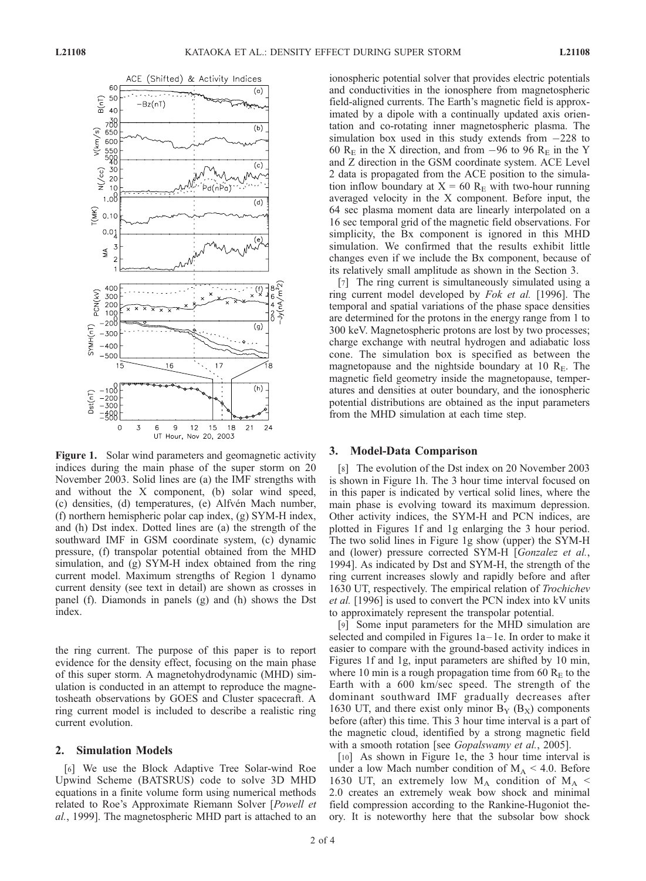**Figure 1.** Solar wind parameters and geomagnetic activity indices during the main phase of the super storm on 20 November 2003. Solid lines are (a) the IMF strengths with and without the X component, (b) solar wind speed, (c) densities, (d) temperatures, (e) Alfvén Mach number, (f) northern hemispheric polar cap index, (g) SYM-H index, and (h) Dst index. Dotted lines are (a) the strength of the southward IMF in GSM coordinate system, (c) dynamic pressure, (f) transpolar potential obtained from the MHD simulation, and (g) SYM-H index obtained from the ring current model. Maximum strengths of Region 1 dynamo current density (see text in detail) are shown as crosses in panel (f). Diamonds in panels (g) and (h) shows the Dst index.

the ring current. The purpose of this paper is to report evidence for the density effect, focusing on the main phase of this super storm. A magnetohydrodynamic (MHD) simulation is conducted in an attempt to reproduce the magnetosheath observations by GOES and Cluster spacecraft. A ring current model is included to describe a realistic ring current evolution.

## 2. Simulation Models

[6] We use the Block Adaptive Tree Solar-wind Roe Upwind Scheme (BATSRUS) code to solve 3D MHD equations in a finite volume form using numerical methods related to Roe's Approximate Riemann Solver [*Powell et al.*, 1999]. The magnetospheric MHD part is attached to an ionospheric potential solver that provides electric potentials and conductivities in the ionosphere from magnetospheric field-aligned currents. The Earth's magnetic field is approximated by a dipole with a continually updated axis orientation and co-rotating inner magnetospheric plasma. The simulation box used in this study extends from −228 to 60 $R_E$ in the X direction, and from −96 to 96 $R_E$ in the Y and Z direction in the GSM coordinate system. ACE Level 2 data is propagated from the ACE position to the simulation inflow boundary at X = 60 $R_E$ with two-hour running averaged velocity in the X component. Before input, the 64 sec plasma moment data are linearly interpolated on a 16 sec temporal grid of the magnetic field observations. For simplicity, the Bx component is ignored in this MHD simulation. We confirmed that the results exhibit little changes even if we include the Bx component, because of its relatively small amplitude as shown in the Section 3.

[7] The ring current is simultaneously simulated using a ring current model developed by *Fok et al.* [1996]. The temporal and spatial variations of the phase space densities are determined for the protons in the energy range from 1 to 300 keV. Magnetospheric protons are lost by two processes; charge exchange with neutral hydrogen and adiabatic loss cone. The simulation box is specified as between the magnetopause and the nightside boundary at 10 $R_E$. The magnetic field geometry inside the magnetopause, temperatures and densities at outer boundary, and the ionospheric potential distributions are obtained as the input parameters from the MHD simulation at each time step.

## 3. Model-Data Comparison

[8] The evolution of the Dst index on 20 November 2003 is shown in Figure 1h. The 3 hour time interval focused on in this paper is indicated by vertical solid lines, where the main phase is evolving toward its maximum depression. Other activity indices, the SYM-H and PCN indices, are plotted in Figures 1f and 1g enlarging the 3 hour period. The two solid lines in Figure 1g show (upper) the SYM-H and (lower) pressure corrected SYM-H [*Gonzalez et al.*, 1994]. As indicated by Dst and SYM-H, the strength of the ring current increases slowly and rapidly before and after 1630 UT, respectively. The empirical relation of *Trochichev et al.* [1996] is used to convert the PCN index into kV units to approximately represent the transpolar potential.

[9] Some input parameters for the MHD simulation are selected and compiled in Figures 1a–1e. In order to make it easier to compare with the ground-based activity indices in Figures 1f and 1g, input parameters are shifted by 10 min, where 10 min is a rough propagation time from 60 $R_E$ to the Earth with a 600 km/sec speed. The strength of the dominant southward IMF gradually decreases after 1630 UT, and there exist only minor $B_Y$ ($B_X$) components before (after) this time. This 3 hour time interval is a part of the magnetic cloud, identified by a strong magnetic field with a smooth rotation [see *Gopalswamy et al.*, 2005].

[10] As shown in Figure 1e, the 3 hour time interval is under a low Mach number condition of $M_A < 4.0$. Before 1630 UT, an extremely low $M_A$ condition of $M_A <$ 2.0 creates an extremely weak bow shock and minimal field compression according to the Rankine-Hugoniot theory. It is noteworthy here that the subsolar bow shock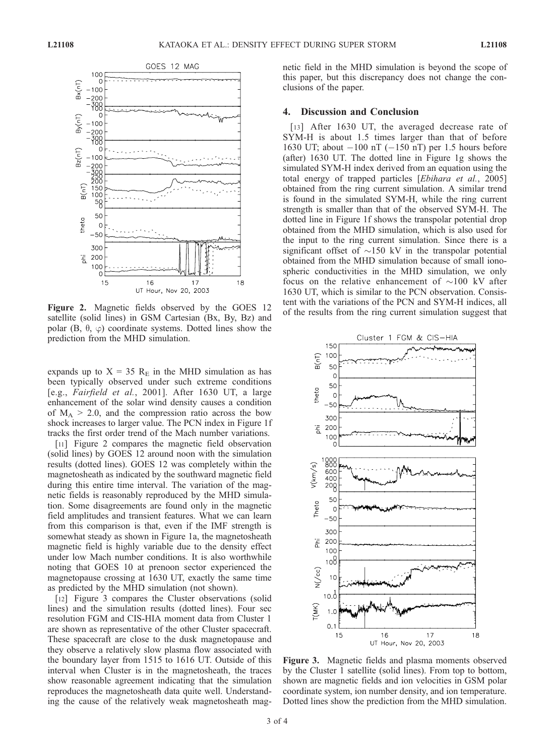Figure 2. Magnetic fields observed by the GOES 12 satellite (solid lines) in GSM Cartesian (Bx, By, Bz) and polar (B, θ, φ) coordinate systems. Dotted lines show the prediction from the MHD simulation.

expands up to $X = 35\ R_E$ in the MHD simulation as has been typically observed under such extreme conditions [e.g., *Fairfield et al.*, 2001]. After 1630 UT, a large enhancement of the solar wind density causes a condition of $M_A > 2.0$, and the compression ratio across the bow shock increases to larger value. The PCN index in Figure 1f tracks the first order trend of the Mach number variations.

[11] Figure 2 compares the magnetic field observation (solid lines) by GOES 12 around noon with the simulation results (dotted lines). GOES 12 was completely within the magnetosheath as indicated by the southward magnetic field during this entire time interval. The variation of the magnetic fields is reasonably reproduced by the MHD simulation. Some disagreements are found only in the magnetic field amplitudes and transient features. What we can learn from this comparison is that, even if the IMF strength is somewhat steady as shown in Figure 1a, the magnetosheath magnetic field is highly variable due to the density effect under low Mach number conditions. It is also worthwhile noting that GOES 10 at prenoon sector experienced the magnetopause crossing at 1630 UT, exactly the same time as predicted by the MHD simulation (not shown).

[12] Figure 3 compares the Cluster observations (solid lines) and the simulation results (dotted lines). Four sec resolution FGM and CIS-HIA moment data from Cluster 1 are shown as representative of the other Cluster spacecraft. These spacecraft are close to the dusk magnetopause and they observe a relatively slow plasma flow associated with the boundary layer from 1515 to 1616 UT. Outside of this interval when Cluster is in the magnetosheath, the traces show reasonable agreement indicating that the simulation reproduces the magnetosheath data quite well. Understanding the cause of the relatively weak magnetosheath magnetic field in the MHD simulation is beyond the scope of this paper, but this discrepancy does not change the conclusions of the paper.

## 4. Discussion and Conclusion

[13] After 1630 UT, the averaged decrease rate of SYM-H is about 1.5 times larger than that of before 1630 UT; about −100 nT (−150 nT) per 1.5 hours before (after) 1630 UT. The dotted line in Figure 1g shows the simulated SYM-H index derived from an equation using the total energy of trapped particles [*Ebihara et al.*, 2005] obtained from the ring current simulation. A similar trend is found in the simulated SYM-H, while the ring current strength is smaller than that of the observed SYM-H. The dotted line in Figure 1f shows the transpolar potential drop obtained from the MHD simulation, which is also used for the input to the ring current simulation. Since there is a significant offset of ~150 kV in the transpolar potential obtained from the MHD simulation because of small ionospheric conductivities in the MHD simulation, we only focus on the relative enhancement of ~100 kV after 1630 UT, which is similar to the PCN observation. Consistent with the variations of the PCN and SYM-H indices, all of the results from the ring current simulation suggest that

Figure 3. Magnetic fields and plasma moments observed by the Cluster 1 satellite (solid lines). From top to bottom, shown are magnetic fields and ion velocities in GSM polar coordinate system, ion number density, and ion temperature. Dotted lines show the prediction from the MHD simulation.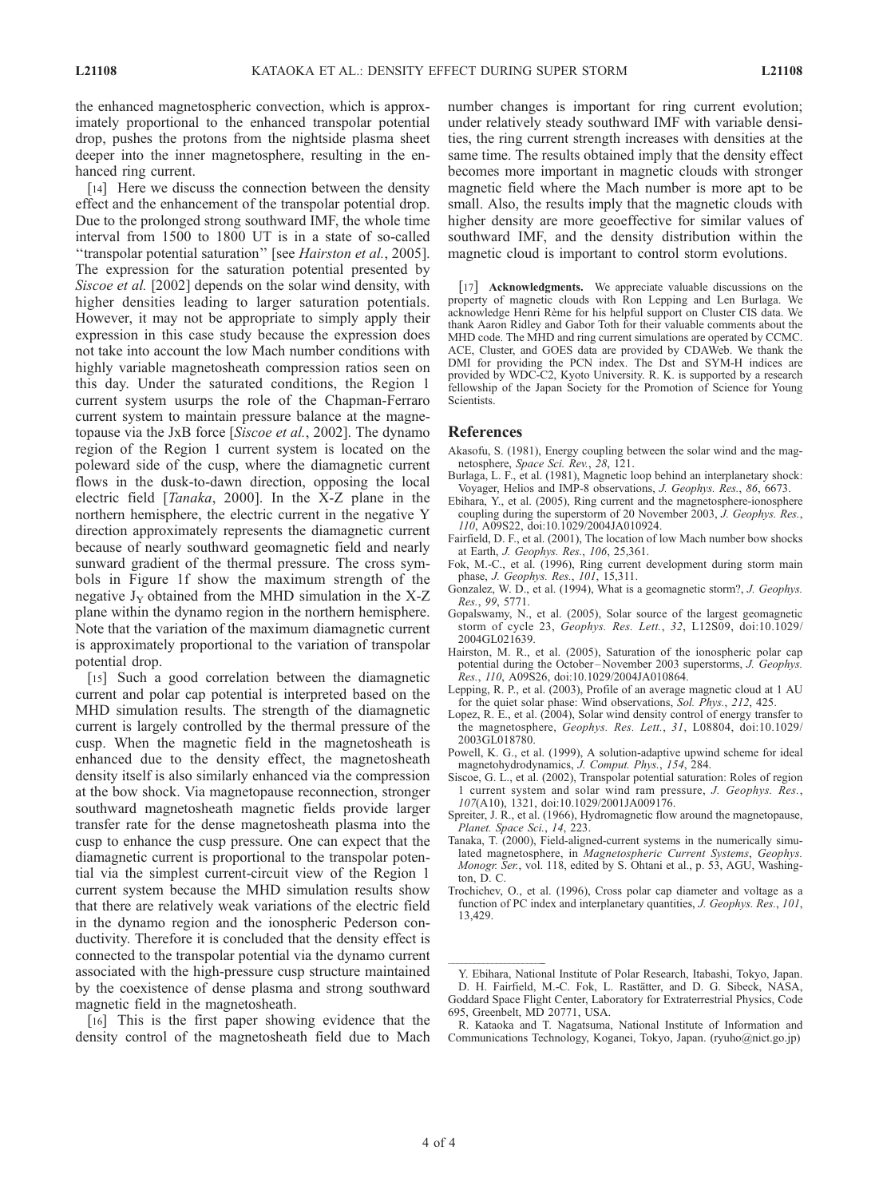the enhanced magnetospheric convection, which is approximately proportional to the enhanced transpolar potential drop, pushes the protons from the nightside plasma sheet deeper into the inner magnetosphere, resulting in the enhanced ring current.

[14] Here we discuss the connection between the density effect and the enhancement of the transpolar potential drop. Due to the prolonged strong southward IMF, the whole time interval from 1500 to 1800 UT is in a state of so-called ''transpolar potential saturation'' [see *Hairston et al.*, 2005]. The expression for the saturation potential presented by *Siscoe et al.* [2002] depends on the solar wind density, with higher densities leading to larger saturation potentials. However, it may not be appropriate to simply apply their expression in this case study because the expression does not take into account the low Mach number conditions with highly variable magnetosheath compression ratios seen on this day. Under the saturated conditions, the Region 1 current system usurps the role of the Chapman-Ferraro current system to maintain pressure balance at the magnetopause via the JxB force [*Siscoe et al.*, 2002]. The dynamo region of the Region 1 current system is located on the poleward side of the cusp, where the diamagnetic current flows in the dusk-to-dawn direction, opposing the local electric field [*Tanaka*, 2000]. In the X-Z plane in the northern hemisphere, the electric current in the negative Y direction approximately represents the diamagnetic current because of nearly southward geomagnetic field and nearly sunward gradient of the thermal pressure. The cross symbols in Figure 1f show the maximum strength of the negative $J_Y$ obtained from the MHD simulation in the X-Z plane within the dynamo region in the northern hemisphere. Note that the variation of the maximum diamagnetic current is approximately proportional to the variation of transpolar potential drop.

[15] Such a good correlation between the diamagnetic current and polar cap potential is interpreted based on the MHD simulation results. The strength of the diamagnetic current is largely controlled by the thermal pressure of the cusp. When the magnetic field in the magnetosheath is enhanced due to the density effect, the magnetosheath density itself is also similarly enhanced via the compression at the bow shock. Via magnetopause reconnection, stronger southward magnetosheath magnetic fields provide larger transfer rate for the dense magnetosheath plasma into the cusp to enhance the cusp pressure. One can expect that the diamagnetic current is proportional to the transpolar potential via the simplest current-circuit view of the Region 1 current system because the MHD simulation results show that there are relatively weak variations of the electric field in the dynamo region and the ionospheric Pederson conductivity. Therefore it is concluded that the density effect is connected to the transpolar potential via the dynamo current associated with the high-pressure cusp structure maintained by the coexistence of dense plasma and strong southward magnetic field in the magnetosheath.

[16] This is the first paper showing evidence that the density control of the magnetosheath field due to Mach number changes is important for ring current evolution; under relatively steady southward IMF with variable densities, the ring current strength increases with densities at the same time. The results obtained imply that the density effect becomes more important in magnetic clouds with stronger magnetic field where the Mach number is more apt to be small. Also, the results imply that the magnetic clouds with higher density are more geoeffective for similar values of southward IMF, and the density distribution within the magnetic cloud is important to control storm evolutions.

[17] **Acknowledgments.** We appreciate valuable discussions on the property of magnetic clouds with Ron Lepping and Len Burlaga. We acknowledge Henri Rème for his helpful support on Cluster CIS data. We thank Aaron Ridley and Gabor Toth for their valuable comments about the MHD code. The MHD and ring current simulations are operated by CCMC. ACE, Cluster, and GOES data are provided by CDAWeb. We thank the DMI for providing the PCN index. The Dst and SYM-H indices are provided by WDC-C2, Kyoto University. R. K. is supported by a research fellowship of the Japan Society for the Promotion of Science for Young Scientists.

## References

Akasofu, S. (1981), Energy coupling between the solar wind and the magnetosphere, *Space Sci. Rev.*, *28*, 121.

Burlaga, L. F., et al. (1981), Magnetic loop behind an interplanetary shock: Voyager, Helios and IMP-8 observations, *J. Geophys. Res.*, *86*, 6673.

Ebihara, Y., et al. (2005), Ring current and the magnetosphere-ionosphere coupling during the superstorm of 20 November 2003, *J. Geophys. Res.*, *110*, A09S22, doi:10.1029/2004JA010924.

Fairfield, D. F., et al. (2001), The location of low Mach number bow shocks at Earth, *J. Geophys. Res.*, *106*, 25,361.

Fok, M.-C., et al. (1996), Ring current development during storm main phase, *J. Geophys. Res.*, *101*, 15,311.

Gonzalez, W. D., et al. (1994), What is a geomagnetic storm?, *J. Geophys. Res.*, *99*, 5771.

Gopalswamy, N., et al. (2005), Solar source of the largest geomagnetic storm of cycle 23, *Geophys. Res. Lett.*, *32*, L12S09, doi:10.1029/2004GL021639.

Hairston, M. R., et al. (2005), Saturation of the ionospheric polar cap potential during the October–November 2003 superstorms, *J. Geophys. Res.*, *110*, A09S26, doi:10.1029/2004JA010864.

Lepping, R. P., et al. (2003), Profile of an average magnetic cloud at 1 AU for the quiet solar phase: Wind observations, *Sol. Phys.*, *212*, 425.

Lopez, R. E., et al. (2004), Solar wind density control of energy transfer to the magnetosphere, *Geophys. Res. Lett.*, *31*, L08804, doi:10.1029/2003GL018780.

Powell, K. G., et al. (1999), A solution-adaptive upwind scheme for ideal magnetohydrodynamics, *J. Comput. Phys.*, *154*, 284.

Siscoe, G. L., et al. (2002), Transpolar potential saturation: Roles of region 1 current system and solar wind ram pressure, *J. Geophys. Res.*, *107*(A10), 1321, doi:10.1029/2001JA009176.

Spreiter, J. R., et al. (1966), Hydromagnetic flow around the magnetopause, *Planet. Space Sci.*, *14*, 223.

Tanaka, T. (2000), Field-aligned-current systems in the numerically simulated magnetosphere, in *Magnetospheric Current Systems*, *Geophys. Monogr. Ser.*, vol. 118, edited by S. Ohtani et al., p. 53, AGU, Washington, D. C.

Trochichev, O., et al. (1996), Cross polar cap diameter and voltage as a function of PC index and interplanetary quantities, *J. Geophys. Res.*, *101*, 13,429.

---

Y. Ebihara, National Institute of Polar Research, Itabashi, Tokyo, Japan.

D. H. Fairfield, M.-C. Fok, L. Rastätter, and D. G. Sibeck, NASA, Goddard Space Flight Center, Laboratory for Extraterrestrial Physics, Code 695, Greenbelt, MD 20771, USA.

R. Kataoka and T. Nagatsuma, National Institute of Information and Communications Technology, Koganei, Tokyo, Japan. (ryuho@nict.go.jp)